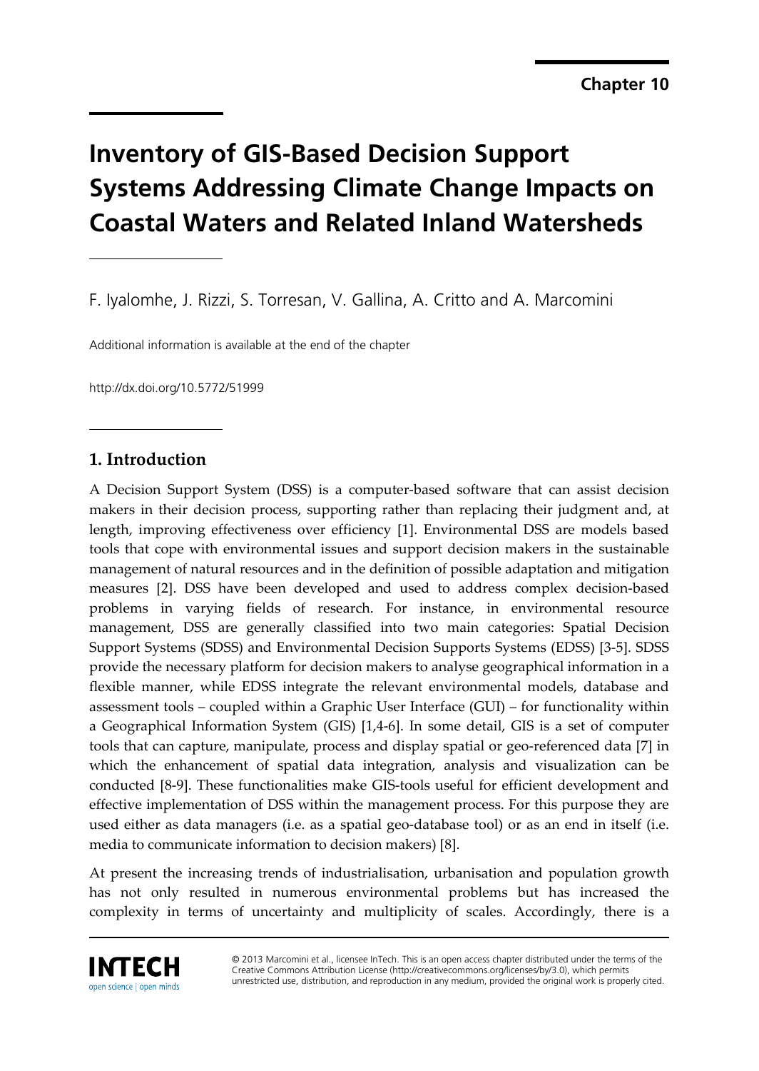Chapter 10

# Inventory of GIS-Based Decision Support Systems Addressing Climate Change Impacts on Coastal Waters and Related Inland Watersheds

F. Iyalomhe, J. Rizzi, S. Torresan, V. Gallina, A. Critto and A. Marcomini

Additional information is available at the end of the chapter

http://dx.doi.org/10.5772/51999

## 1. Introduction

A Decision Support System (DSS) is a computer-based software that can assist decision makers in their decision process, supporting rather than replacing their judgment and, at length, improving effectiveness over efficiency [1]. Environmental DSS are models based tools that cope with environmental issues and support decision makers in the sustainable management of natural resources and in the definition of possible adaptation and mitigation measures [2]. DSS have been developed and used to address complex decision-based problems in varying fields of research. For instance, in environmental resource management, DSS are generally classified into two main categories: Spatial Decision Support Systems (SDSS) and Environmental Decision Supports Systems (EDSS) [3-5]. SDSS provide the necessary platform for decision makers to analyse geographical information in a flexible manner, while EDSS integrate the relevant environmental models, database and assessment tools – coupled within a Graphic User Interface (GUI) – for functionality within a Geographical Information System (GIS) [1,4-6]. In some detail, GIS is a set of computer tools that can capture, manipulate, process and display spatial or geo-referenced data [7] in which the enhancement of spatial data integration, analysis and visualization can be conducted [8-9]. These functionalities make GIS-tools useful for efficient development and effective implementation of DSS within the management process. For this purpose they are used either as data managers (i.e. as a spatial geo-database tool) or as an end in itself (i.e. media to communicate information to decision makers) [8].

At present the increasing trends of industrialisation, urbanisation and population growth has not only resulted in numerous environmental problems but has increased the complexity in terms of uncertainty and multiplicity of scales. Accordingly, there is a

© 2013 Marcomini et al., licensee InTech. This is an open access chapter distributed under the terms of the Creative Commons Attribution License (http://creativecommons.org/licenses/by/3.0), which permits unrestricted use, distribution, and reproduction in any medium, provided the original work is properly cited.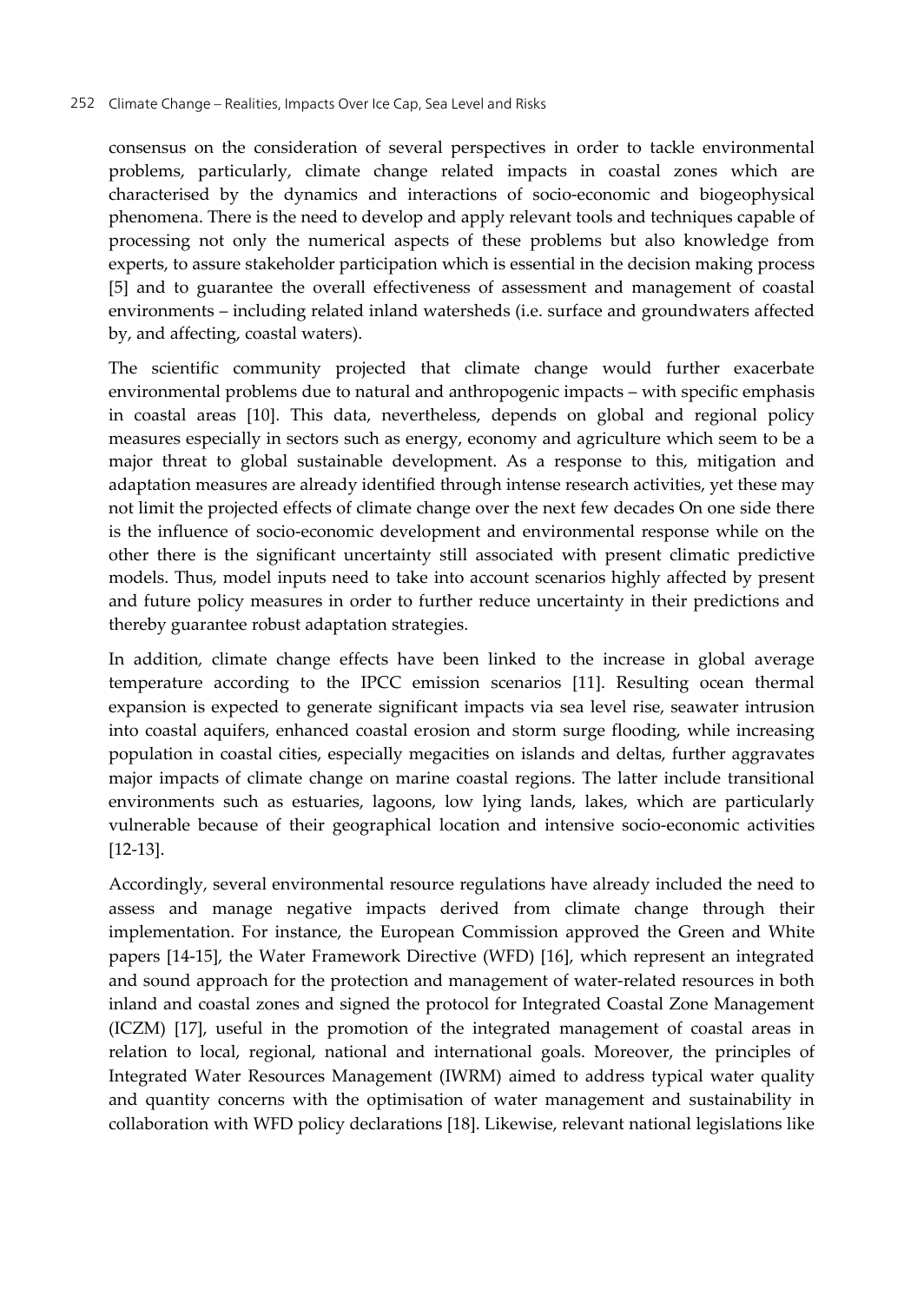consensus on the consideration of several perspectives in order to tackle environmental problems, particularly, climate change related impacts in coastal zones which are characterised by the dynamics and interactions of socio-economic and biogeophysical phenomena. There is the need to develop and apply relevant tools and techniques capable of processing not only the numerical aspects of these problems but also knowledge from experts, to assure stakeholder participation which is essential in the decision making process [5] and to guarantee the overall effectiveness of assessment and management of coastal environments – including related inland watersheds (i.e. surface and groundwaters affected by, and affecting, coastal waters).

The scientific community projected that climate change would further exacerbate environmental problems due to natural and anthropogenic impacts – with specific emphasis in coastal areas [10]. This data, nevertheless, depends on global and regional policy measures especially in sectors such as energy, economy and agriculture which seem to be a major threat to global sustainable development. As a response to this, mitigation and adaptation measures are already identified through intense research activities, yet these may not limit the projected effects of climate change over the next few decades On one side there is the influence of socio-economic development and environmental response while on the other there is the significant uncertainty still associated with present climatic predictive models. Thus, model inputs need to take into account scenarios highly affected by present and future policy measures in order to further reduce uncertainty in their predictions and thereby guarantee robust adaptation strategies.

In addition, climate change effects have been linked to the increase in global average temperature according to the IPCC emission scenarios [11]. Resulting ocean thermal expansion is expected to generate significant impacts via sea level rise, seawater intrusion into coastal aquifers, enhanced coastal erosion and storm surge flooding, while increasing population in coastal cities, especially megacities on islands and deltas, further aggravates major impacts of climate change on marine coastal regions. The latter include transitional environments such as estuaries, lagoons, low lying lands, lakes, which are particularly vulnerable because of their geographical location and intensive socio-economic activities [12-13].

Accordingly, several environmental resource regulations have already included the need to assess and manage negative impacts derived from climate change through their implementation. For instance, the European Commission approved the Green and White papers [14-15], the Water Framework Directive (WFD) [16], which represent an integrated and sound approach for the protection and management of water-related resources in both inland and coastal zones and signed the protocol for Integrated Coastal Zone Management (ICZM) [17], useful in the promotion of the integrated management of coastal areas in relation to local, regional, national and international goals. Moreover, the principles of Integrated Water Resources Management (IWRM) aimed to address typical water quality and quantity concerns with the optimisation of water management and sustainability in collaboration with WFD policy declarations [18]. Likewise, relevant national legislations like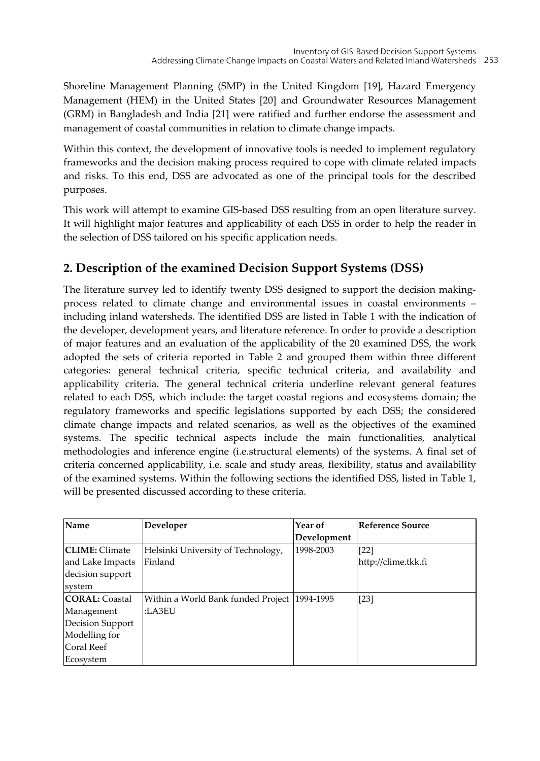Shoreline Management Planning (SMP) in the United Kingdom [19], Hazard Emergency Management (HEM) in the United States [20] and Groundwater Resources Management (GRM) in Bangladesh and India [21] were ratified and further endorse the assessment and management of coastal communities in relation to climate change impacts.

Within this context, the development of innovative tools is needed to implement regulatory frameworks and the decision making process required to cope with climate related impacts and risks. To this end, DSS are advocated as one of the principal tools for the described purposes.

This work will attempt to examine GIS-based DSS resulting from an open literature survey. It will highlight major features and applicability of each DSS in order to help the reader in the selection of DSS tailored on his specific application needs.

## 2. Description of the examined Decision Support Systems (DSS)

The literature survey led to identify twenty DSS designed to support the decision making-process related to climate change and environmental issues in coastal environments – including inland watersheds. The identified DSS are listed in Table 1 with the indication of the developer, development years, and literature reference. In order to provide a description of major features and an evaluation of the applicability of the 20 examined DSS, the work adopted the sets of criteria reported in Table 2 and grouped them within three different categories: general technical criteria, specific technical criteria, and availability and applicability criteria. The general technical criteria underline relevant general features related to each DSS, which include: the target coastal regions and ecosystems domain; the regulatory frameworks and specific legislations supported by each DSS; the considered climate change impacts and related scenarios, as well as the objectives of the examined systems. The specific technical aspects include the main functionalities, analytical methodologies and inference engine (i.e.structural elements) of the systems. A final set of criteria concerned applicability, i.e. scale and study areas, flexibility, status and availability of the examined systems. Within the following sections the identified DSS, listed in Table 1, will be presented discussed according to these criteria.

| Name | Developer | Year of Development | Reference Source |
|---|---|---|---|
| **CLIME:** Climate and Lake Impacts decision support system | Helsinki University of Technology, Finland | 1998-2003 | [22] http://clime.tkk.fi |
| **CORAL:** Coastal Management Decision Support Modelling for Coral Reef Ecosystem | Within a World Bank funded Project :LA3EU | 1994-1995 | [23] |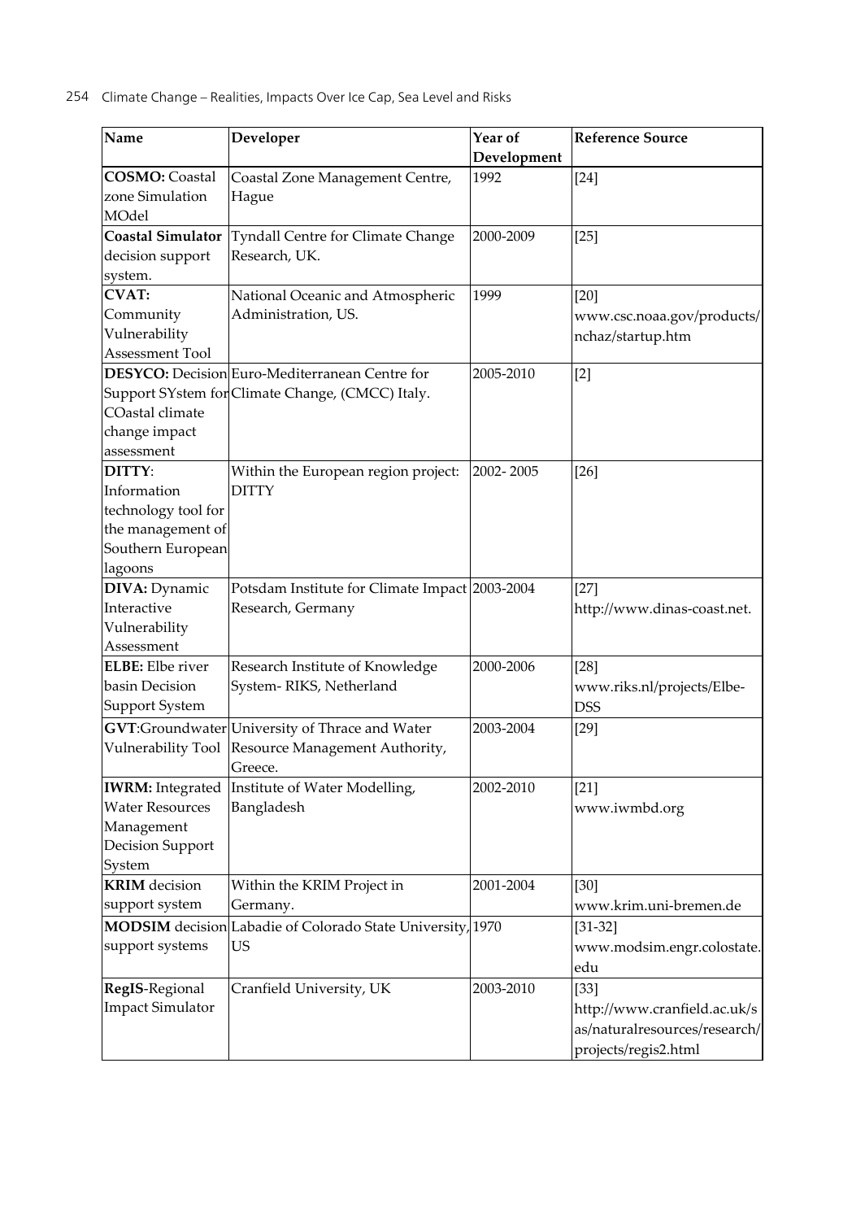| Name | Developer | Year of Development | Reference Source |
|---|---|---|---|
| **COSMO:** Coastal zone Simulation MOdel | Coastal Zone Management Centre, Hague | 1992 | [24] |
| **Coastal Simulator** decision support system. | Tyndall Centre for Climate Change Research, UK. | 2000-2009 | [25] |
| **CVAT:** Community Vulnerability Assessment Tool | National Oceanic and Atmospheric Administration, US. | 1999 | [20] www.csc.noaa.gov/products/nchaz/startup.htm |
| **DESYCO:** Decision Support SYstem for COastal climate change impact assessment | Euro-Mediterranean Centre for Climate Change, (CMCC) Italy. | 2005-2010 | [2] |
| **DITTY**: Information technology tool for the management of Southern European lagoons | Within the European region project: DITTY | 2002- 2005 | [26] |
| **DIVA:** Dynamic Interactive Vulnerability Assessment | Potsdam Institute for Climate Impact Research, Germany | 2003-2004 | [27] http://www.dinas-coast.net. |
| **ELBE:** Elbe river basin Decision Support System | Research Institute of Knowledge System- RIKS, Netherland | 2000-2006 | [28] www.riks.nl/projects/Elbe-DSS |
| **GVT**:Groundwater Vulnerability Tool | University of Thrace and Water Resource Management Authority, Greece. | 2003-2004 | [29] |
| **IWRM:** Integrated Water Resources Management Decision Support System | Institute of Water Modelling, Bangladesh | 2002-2010 | [21] www.iwmbd.org |
| **KRIM** decision support system | Within the KRIM Project in Germany. | 2001-2004 | [30] www.krim.uni-bremen.de |
| **MODSIM** decision support systems | Labadie of Colorado State University, US | 1970 | [31-32] www.modsim.engr.colostate.edu |
| **RegIS**-Regional Impact Simulator | Cranfield University, UK | 2003-2010 | [33] http://www.cranfield.ac.uk/sas/naturalresources/research/projects/regis2.html |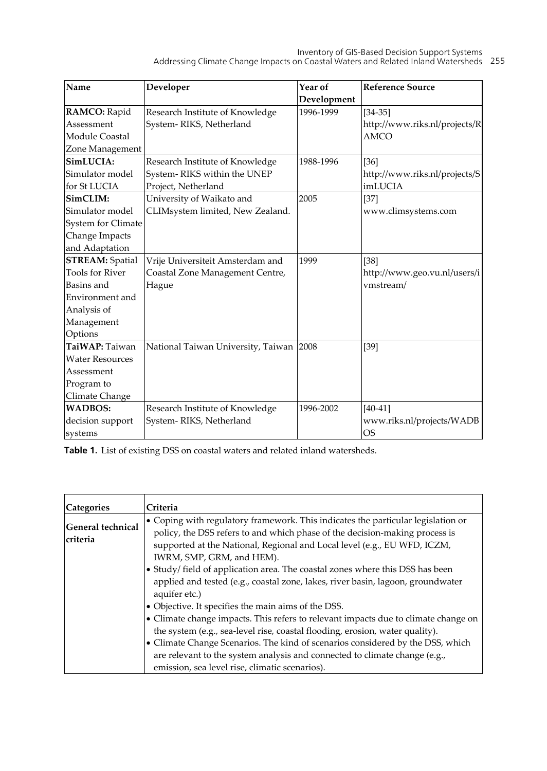| Name | Developer | Year of Development | Reference Source |
|---|---|---|---|
| **RAMCO:** Rapid Assessment Module Coastal Zone Management | Research Institute of Knowledge System- RIKS, Netherland | 1996-1999 | [34-35] http://www.riks.nl/projects/RAMCO |
| **SimLUCIA:** Simulator model for St LUCIA | Research Institute of Knowledge System- RIKS within the UNEP Project, Netherland | 1988-1996 | [36] http://www.riks.nl/projects/SimLUCIA |
| **SimCLIM:** Simulator model System for Climate Change Impacts and Adaptation | University of Waikato and CLIMsystem limited, New Zealand. | 2005 | [37] www.climsystems.com |
| **STREAM:** Spatial Tools for River Basins and Environment and Analysis of Management Options | Vrije Universiteit Amsterdam and Coastal Zone Management Centre, Hague | 1999 | [38] http://www.geo.vu.nl/users/ivmstream/ |
| **TaiWAP:** Taiwan Water Resources Assessment Program to Climate Change | National Taiwan University, Taiwan | 2008 | [39] |
| **WADBOS:** decision support systems | Research Institute of Knowledge System- RIKS, Netherland | 1996-2002 | [40-41] www.riks.nl/projects/WADBOS |

**Table 1.** List of existing DSS on coastal waters and related inland watersheds.

| Categories | Criteria |
|---|---|
| **General technical criteria** | • Coping with regulatory framework. This indicates the particular legislation or policy, the DSS refers to and which phase of the decision-making process is supported at the National, Regional and Local level (e.g., EU WFD, ICZM, IWRM, SMP, GRM, and HEM).<br>• Study/ field of application area. The coastal zones where this DSS has been applied and tested (e.g., coastal zone, lakes, river basin, lagoon, groundwater aquifer etc.)<br>• Objective. It specifies the main aims of the DSS.<br>• Climate change impacts. This refers to relevant impacts due to climate change on the system (e.g., sea-level rise, coastal flooding, erosion, water quality).<br>• Climate Change Scenarios. The kind of scenarios considered by the DSS, which are relevant to the system analysis and connected to climate change (e.g., emission, sea level rise, climatic scenarios). |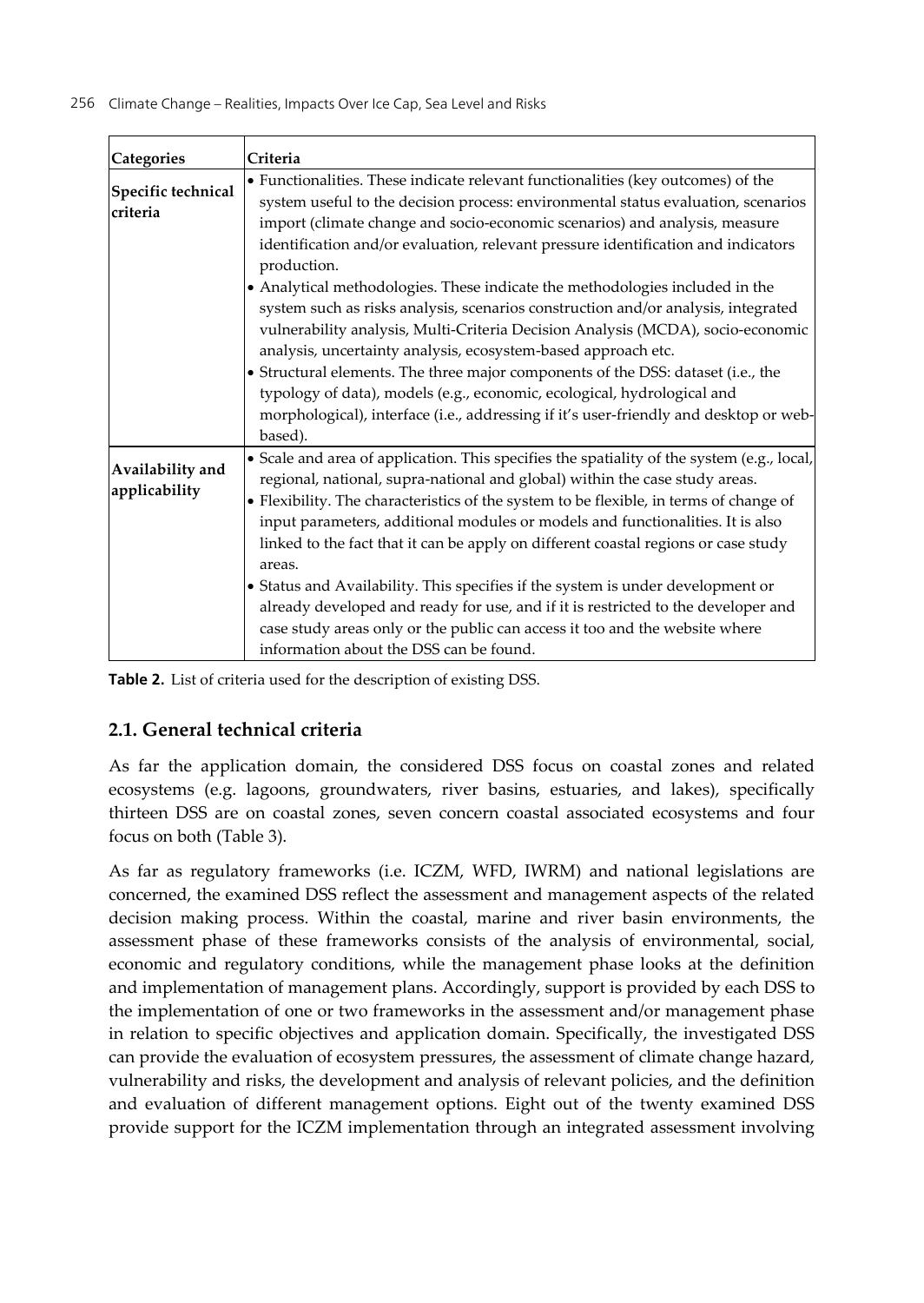| Categories | Criteria |
|---|---|
| Specific technical criteria | • Functionalities. These indicate relevant functionalities (key outcomes) of the system useful to the decision process: environmental status evaluation, scenarios import (climate change and socio-economic scenarios) and analysis, measure identification and/or evaluation, relevant pressure identification and indicators production.<br>• Analytical methodologies. These indicate the methodologies included in the system such as risks analysis, scenarios construction and/or analysis, integrated vulnerability analysis, Multi-Criteria Decision Analysis (MCDA), socio-economic analysis, uncertainty analysis, ecosystem-based approach etc.<br>• Structural elements. The three major components of the DSS: dataset (i.e., the typology of data), models (e.g., economic, ecological, hydrological and morphological), interface (i.e., addressing if it's user-friendly and desktop or web-based). |
| Availability and applicability | • Scale and area of application. This specifies the spatiality of the system (e.g., local, regional, national, supra-national and global) within the case study areas.<br>• Flexibility. The characteristics of the system to be flexible, in terms of change of input parameters, additional modules or models and functionalities. It is also linked to the fact that it can be apply on different coastal regions or case study areas.<br>• Status and Availability. This specifies if the system is under development or already developed and ready for use, and if it is restricted to the developer and case study areas only or the public can access it too and the website where information about the DSS can be found. |

**Table 2.** List of criteria used for the description of existing DSS.

## 2.1. General technical criteria

As far the application domain, the considered DSS focus on coastal zones and related ecosystems (e.g. lagoons, groundwaters, river basins, estuaries, and lakes), specifically thirteen DSS are on coastal zones, seven concern coastal associated ecosystems and four focus on both (Table 3).

As far as regulatory frameworks (i.e. ICZM, WFD, IWRM) and national legislations are concerned, the examined DSS reflect the assessment and management aspects of the related decision making process. Within the coastal, marine and river basin environments, the assessment phase of these frameworks consists of the analysis of environmental, social, economic and regulatory conditions, while the management phase looks at the definition and implementation of management plans. Accordingly, support is provided by each DSS to the implementation of one or two frameworks in the assessment and/or management phase in relation to specific objectives and application domain. Specifically, the investigated DSS can provide the evaluation of ecosystem pressures, the assessment of climate change hazard, vulnerability and risks, the development and analysis of relevant policies, and the definition and evaluation of different management options. Eight out of the twenty examined DSS provide support for the ICZM implementation through an integrated assessment involving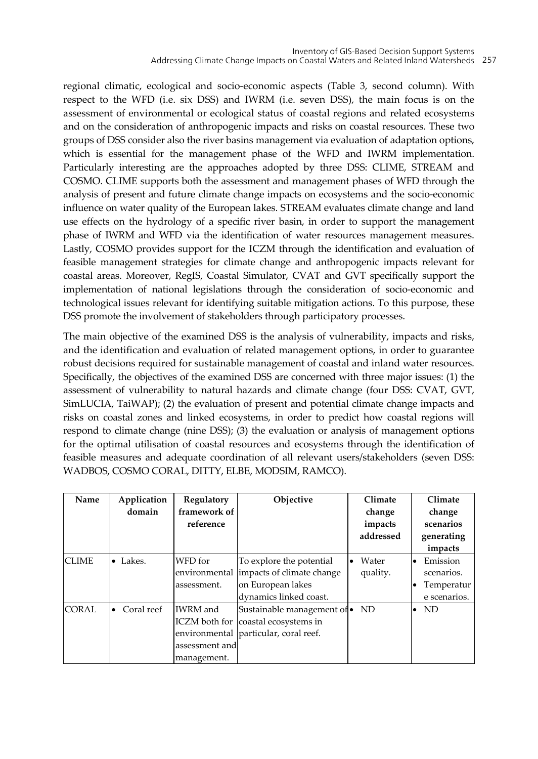regional climatic, ecological and socio-economic aspects (Table 3, second column). With respect to the WFD (i.e. six DSS) and IWRM (i.e. seven DSS), the main focus is on the assessment of environmental or ecological status of coastal regions and related ecosystems and on the consideration of anthropogenic impacts and risks on coastal resources. These two groups of DSS consider also the river basins management via evaluation of adaptation options, which is essential for the management phase of the WFD and IWRM implementation. Particularly interesting are the approaches adopted by three DSS: CLIME, STREAM and COSMO. CLIME supports both the assessment and management phases of WFD through the analysis of present and future climate change impacts on ecosystems and the socio-economic influence on water quality of the European lakes. STREAM evaluates climate change and land use effects on the hydrology of a specific river basin, in order to support the management phase of IWRM and WFD via the identification of water resources management measures. Lastly, COSMO provides support for the ICZM through the identification and evaluation of feasible management strategies for climate change and anthropogenic impacts relevant for coastal areas. Moreover, RegIS, Coastal Simulator, CVAT and GVT specifically support the implementation of national legislations through the consideration of socio-economic and technological issues relevant for identifying suitable mitigation actions. To this purpose, these DSS promote the involvement of stakeholders through participatory processes.

The main objective of the examined DSS is the analysis of vulnerability, impacts and risks, and the identification and evaluation of related management options, in order to guarantee robust decisions required for sustainable management of coastal and inland water resources. Specifically, the objectives of the examined DSS are concerned with three major issues: (1) the assessment of vulnerability to natural hazards and climate change (four DSS: CVAT, GVT, SimLUCIA, TaiWAP); (2) the evaluation of present and potential climate change impacts and risks on coastal zones and linked ecosystems, in order to predict how coastal regions will respond to climate change (nine DSS); (3) the evaluation or analysis of management options for the optimal utilisation of coastal resources and ecosystems through the identification of feasible measures and adequate coordination of all relevant users/stakeholders (seven DSS: WADBOS, COSMO CORAL, DITTY, ELBE, MODSIM, RAMCO).

| Name | Application domain | Regulatory framework of reference | Objective | Climate change impacts addressed | Climate change scenarios generating impacts |
|---|---|---|---|---|---|
| CLIME | • Lakes. | WFD for environmental assessment. | To explore the potential impacts of climate change on European lakes dynamics linked coast. | • Water quality. | • Emission scenarios.<br>• Temperature scenarios. |
| CORAL | • Coral reef | IWRM and ICZM both for environmental assessment and management. | Sustainable management of coastal ecosystems in particular, coral reef. | • ND | • ND |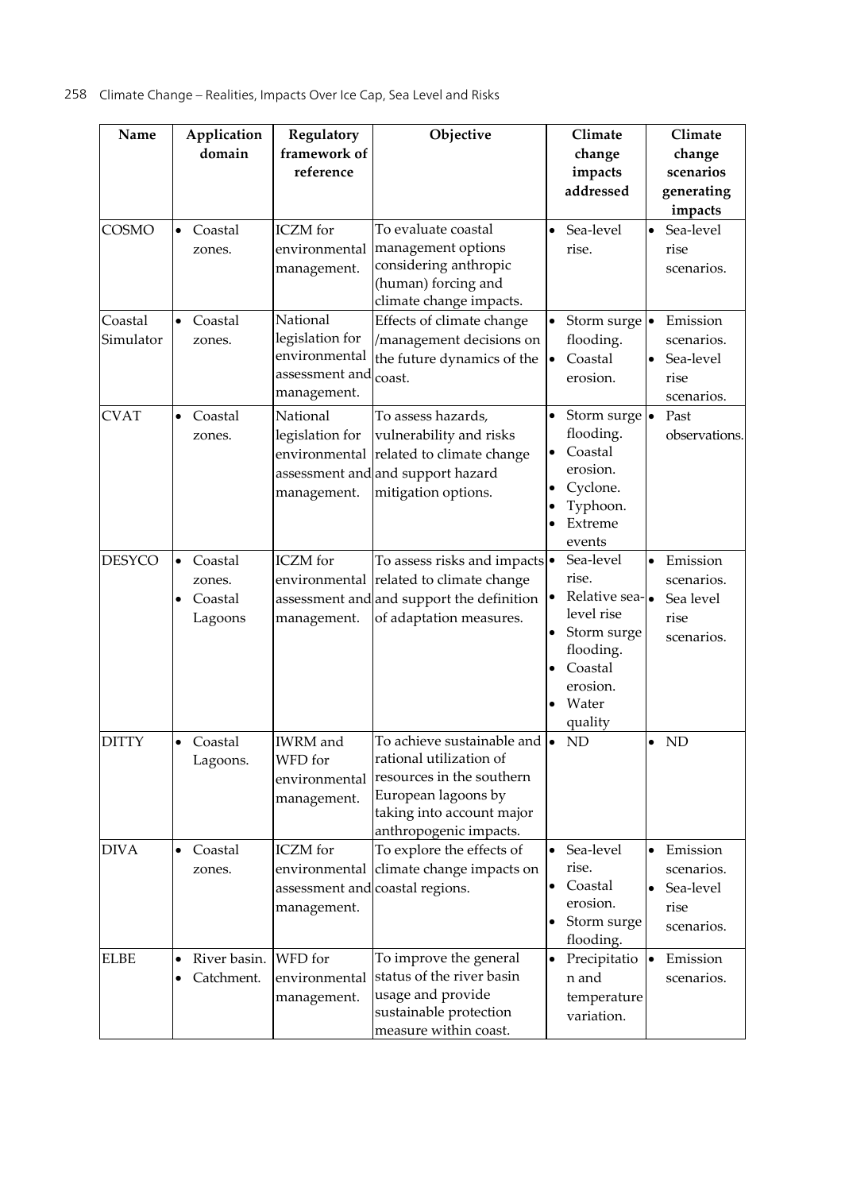| Name | Application domain | Regulatory framework of reference | Objective | Climate change impacts addressed | Climate change scenarios generating impacts |
|---|---|---|---|---|---|
| COSMO | • Coastal zones. | ICZM for environmental management. | To evaluate coastal management options considering anthropic (human) forcing and climate change impacts. | • Sea-level rise. | • Sea-level rise scenarios. |
| Coastal Simulator | • Coastal zones. | National legislation for environmental assessment and management. | Effects of climate change /management decisions on the future dynamics of the coast. | • Storm surge flooding. • Coastal erosion. | • Emission scenarios. • Sea-level rise scenarios. |
| CVAT | • Coastal zones. | National legislation for environmental assessment and management. | To assess hazards, vulnerability and risks related to climate change and support hazard mitigation options. | • Storm surge flooding. • Coastal erosion. • Cyclone. • Typhoon. • Extreme events | • Past observations. |
| DESYCO | • Coastal zones. • Coastal Lagoons | ICZM for environmental assessment and management. | To assess risks and impacts related to climate change and support the definition of adaptation measures. | • Sea-level rise. • Relative sea-level rise • Storm surge flooding. • Coastal erosion. • Water quality | • Emission scenarios. • Sea level rise scenarios. |
| DITTY | • Coastal Lagoons. | IWRM and WFD for environmental management. | To achieve sustainable and rational utilization of resources in the southern European lagoons by taking into account major anthropogenic impacts. | • ND | • ND |
| DIVA | • Coastal zones. | ICZM for environmental assessment and management. | To explore the effects of climate change impacts on coastal regions. | • Sea-level rise. • Coastal erosion. • Storm surge flooding. | • Emission scenarios. • Sea-level rise scenarios. |
| ELBE | • River basin. • Catchment. | WFD for environmental management. | To improve the general status of the river basin usage and provide sustainable protection measure within coast. | • Precipitation and temperature variation. | • Emission scenarios. |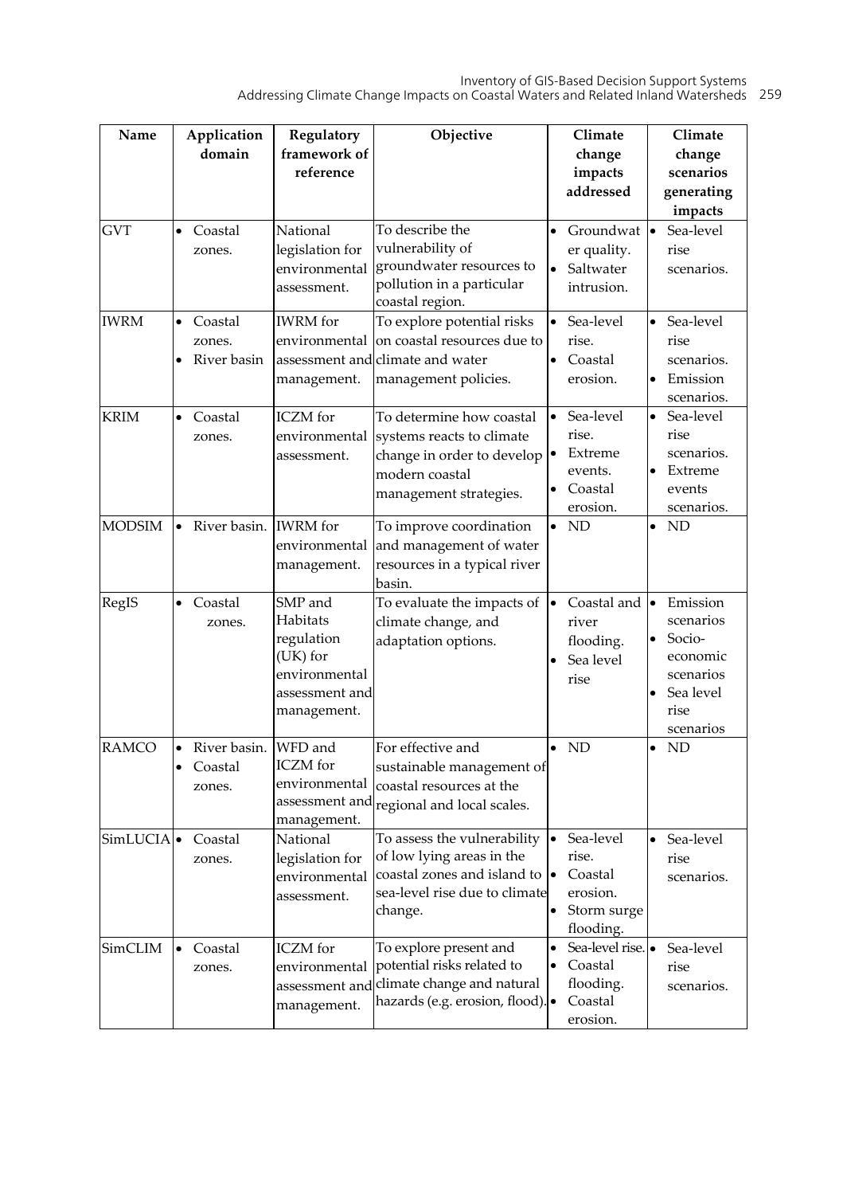| Name | Application domain | Regulatory framework of reference | Objective | Climate change impacts addressed | Climate change scenarios generating impacts |
|---|---|---|---|---|---|
| GVT | • Coastal zones. | National legislation for environmental assessment. | To describe the vulnerability of groundwater resources to pollution in a particular coastal region. | • Groundwater quality. • Saltwater intrusion. | • Sea-level rise scenarios. |
| IWRM | • Coastal zones. • River basin | IWRM for environmental assessment and management. | To explore potential risks on coastal resources due to climate and water management policies. | • Sea-level rise. • Coastal erosion. | • Sea-level rise scenarios. • Emission scenarios. |
| KRIM | • Coastal zones. | ICZM for environmental assessment. | To determine how coastal systems reacts to climate change in order to develop modern coastal management strategies. | • Sea-level rise. • Extreme events. • Coastal erosion. | • Sea-level rise scenarios. • Extreme events scenarios. |
| MODSIM | • River basin. | IWRM for environmental management. | To improve coordination and management of water resources in a typical river basin. | • ND | • ND |
| RegIS | • Coastal zones. | SMP and Habitats regulation (UK) for environmental assessment and management. | To evaluate the impacts of climate change, and adaptation options. | • Coastal and river flooding. • Sea level rise | • Emission scenarios • Socio-economic scenarios • Sea level rise scenarios |
| RAMCO | • River basin. • Coastal zones. | WFD and ICZM for environmental assessment and management. | For effective and sustainable management of coastal resources at the regional and local scales. | • ND | • ND |
| SimLUCIA | • Coastal zones. | National legislation for environmental assessment. | To assess the vulnerability of low lying areas in the coastal zones and island to sea-level rise due to climate change. | • Sea-level rise. • Coastal erosion. • Storm surge flooding. | • Sea-level rise scenarios. |
| SimCLIM | • Coastal zones. | ICZM for environmental assessment and management. | To explore present and potential risks related to climate change and natural hazards (e.g. erosion, flood). | • Sea-level rise. • Coastal flooding. • Coastal erosion. | • Sea-level rise scenarios. |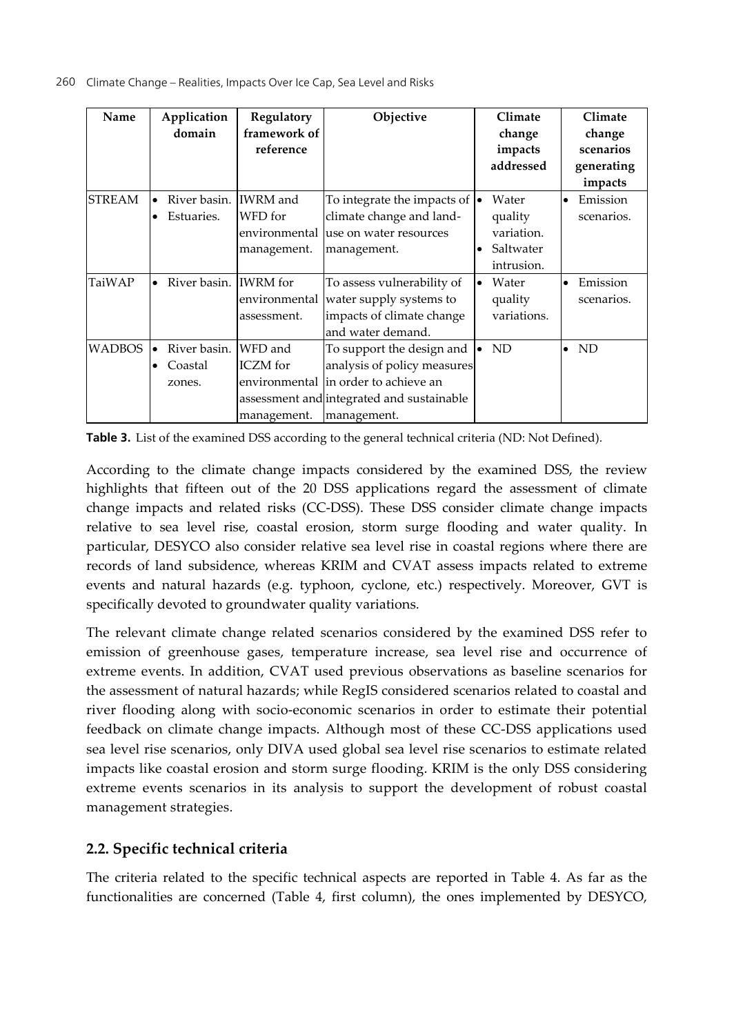| Name | Application domain | Regulatory framework of reference | Objective | Climate change impacts addressed | Climate change scenarios generating impacts |
|---|---|---|---|---|---|
| STREAM | • River basin.<br>• Estuaries. | IWRM and WFD for environmental management. | To integrate the impacts of climate change and land-use on water resources management. | • Water quality variation.<br>• Saltwater intrusion. | • Emission scenarios. |
| TaiWAP | • River basin. | IWRM for environmental assessment. | To assess vulnerability of water supply systems to impacts of climate change and water demand. | • Water quality variations. | • Emission scenarios. |
| WADBOS | • River basin.<br>• Coastal zones. | WFD and ICZM for environmental assessment and management. | To support the design and analysis of policy measures in order to achieve an integrated and sustainable management. | • ND | • ND |

**Table 3.** List of the examined DSS according to the general technical criteria (ND: Not Defined).

According to the climate change impacts considered by the examined DSS, the review highlights that fifteen out of the 20 DSS applications regard the assessment of climate change impacts and related risks (CC-DSS). These DSS consider climate change impacts relative to sea level rise, coastal erosion, storm surge flooding and water quality. In particular, DESYCO also consider relative sea level rise in coastal regions where there are records of land subsidence, whereas KRIM and CVAT assess impacts related to extreme events and natural hazards (e.g. typhoon, cyclone, etc.) respectively. Moreover, GVT is specifically devoted to groundwater quality variations.

The relevant climate change related scenarios considered by the examined DSS refer to emission of greenhouse gases, temperature increase, sea level rise and occurrence of extreme events. In addition, CVAT used previous observations as baseline scenarios for the assessment of natural hazards; while RegIS considered scenarios related to coastal and river flooding along with socio-economic scenarios in order to estimate their potential feedback on climate change impacts. Although most of these CC-DSS applications used sea level rise scenarios, only DIVA used global sea level rise scenarios to estimate related impacts like coastal erosion and storm surge flooding. KRIM is the only DSS considering extreme events scenarios in its analysis to support the development of robust coastal management strategies.

## 2.2. Specific technical criteria

The criteria related to the specific technical aspects are reported in Table 4. As far as the functionalities are concerned (Table 4, first column), the ones implemented by DESYCO,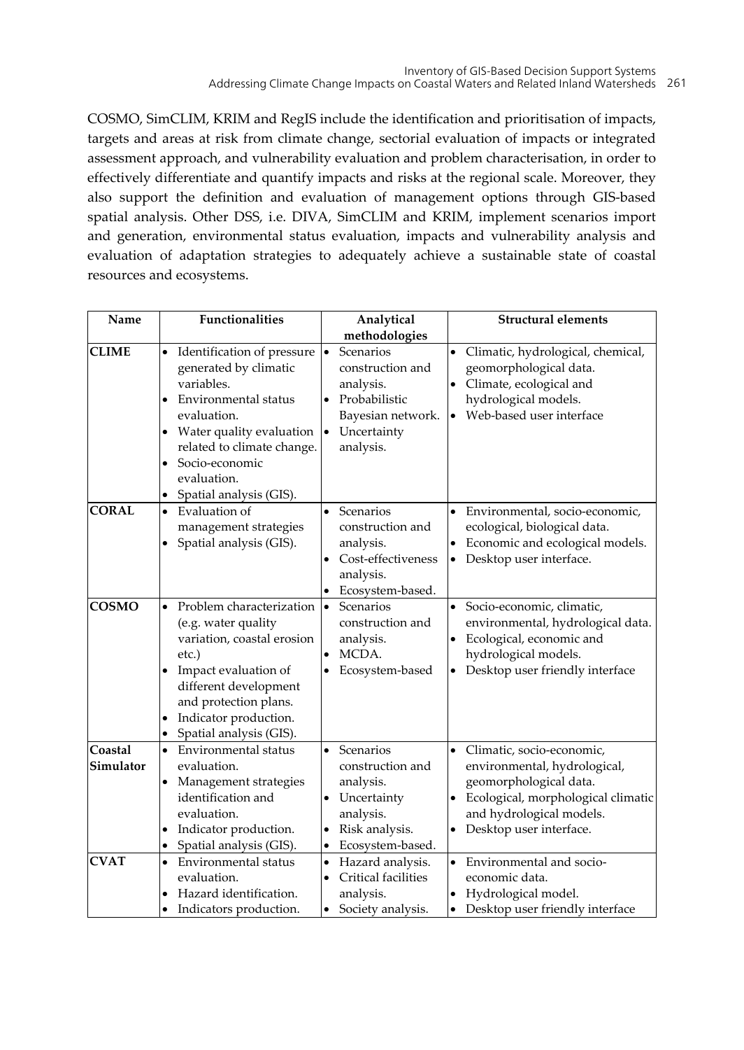COSMO, SimCLIM, KRIM and RegIS include the identification and prioritisation of impacts, targets and areas at risk from climate change, sectorial evaluation of impacts or integrated assessment approach, and vulnerability evaluation and problem characterisation, in order to effectively differentiate and quantify impacts and risks at the regional scale. Moreover, they also support the definition and evaluation of management options through GIS-based spatial analysis. Other DSS, i.e. DIVA, SimCLIM and KRIM, implement scenarios import and generation, environmental status evaluation, impacts and vulnerability analysis and evaluation of adaptation strategies to adequately achieve a sustainable state of coastal resources and ecosystems.

| Name | Functionalities | Analytical methodologies | Structural elements |
|---|---|---|---|
| **CLIME** | • Identification of pressure generated by climatic variables.<br>• Environmental status evaluation.<br>• Water quality evaluation related to climate change.<br>• Socio-economic evaluation.<br>• Spatial analysis (GIS). | • Scenarios construction and analysis.<br>• Probabilistic Bayesian network.<br>• Uncertainty analysis. | • Climatic, hydrological, chemical, geomorphological data.<br>• Climate, ecological and hydrological models.<br>• Web-based user interface |
| **CORAL** | • Evaluation of management strategies<br>• Spatial analysis (GIS). | • Scenarios construction and analysis.<br>• Cost-effectiveness analysis.<br>• Ecosystem-based. | • Environmental, socio-economic, ecological, biological data.<br>• Economic and ecological models.<br>• Desktop user interface. |
| **COSMO** | • Problem characterization (e.g. water quality variation, coastal erosion etc.)<br>• Impact evaluation of different development and protection plans.<br>• Indicator production.<br>• Spatial analysis (GIS). | • Scenarios construction and analysis.<br>• MCDA.<br>• Ecosystem-based | • Socio-economic, climatic, environmental, hydrological data.<br>• Ecological, economic and hydrological models.<br>• Desktop user friendly interface |
| **Coastal Simulator** | • Environmental status evaluation.<br>• Management strategies identification and evaluation.<br>• Indicator production.<br>• Spatial analysis (GIS). | • Scenarios construction and analysis.<br>• Uncertainty analysis.<br>• Risk analysis.<br>• Ecosystem-based. | • Climatic, socio-economic, environmental, hydrological, geomorphological data.<br>• Ecological, morphological climatic and hydrological models.<br>• Desktop user interface. |
| **CVAT** | • Environmental status evaluation.<br>• Hazard identification.<br>• Indicators production. | • Hazard analysis.<br>• Critical facilities analysis.<br>• Society analysis. | • Environmental and socio-economic data.<br>• Hydrological model.<br>• Desktop user friendly interface |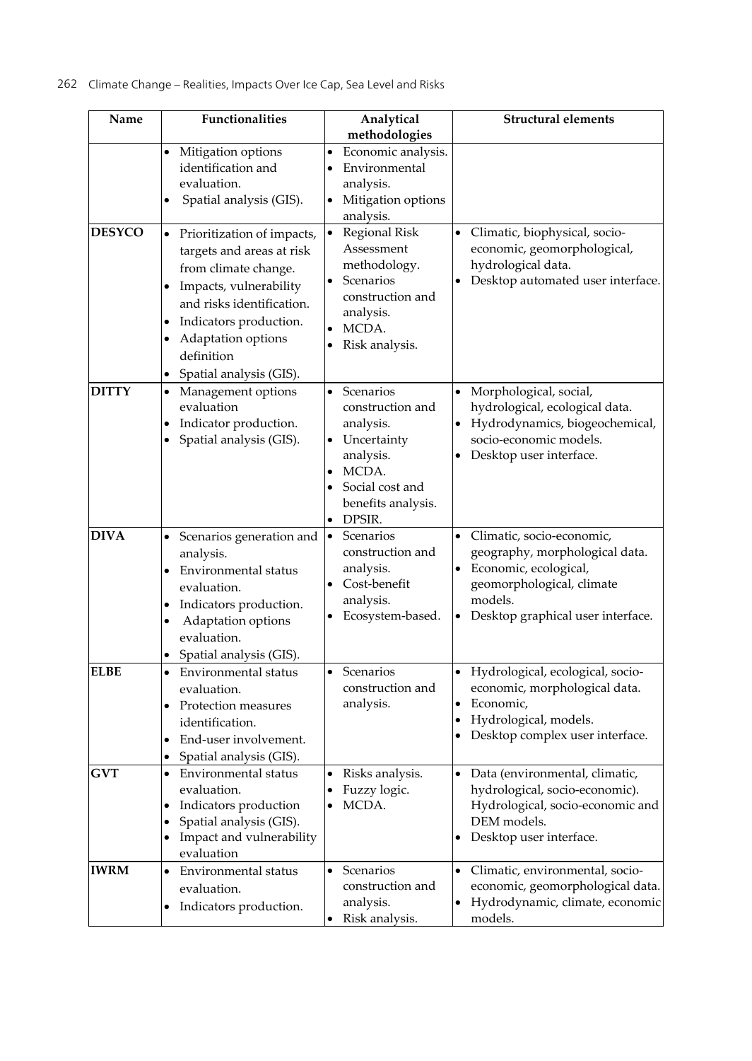| Name | Functionalities | Analytical methodologies | Structural elements |
|---|---|---|---|
| | • Mitigation options identification and evaluation.<br>• Spatial analysis (GIS). | • Economic analysis.<br>• Environmental analysis.<br>• Mitigation options analysis. | |
| **DESYCO** | • Prioritization of impacts, targets and areas at risk from climate change.<br>• Impacts, vulnerability and risks identification.<br>• Indicators production.<br>• Adaptation options definition<br>• Spatial analysis (GIS). | • Regional Risk Assessment methodology.<br>• Scenarios construction and analysis.<br>• MCDA.<br>• Risk analysis. | • Climatic, biophysical, socio-economic, geomorphological, hydrological data.<br>• Desktop automated user interface. |
| **DITTY** | • Management options evaluation<br>• Indicator production.<br>• Spatial analysis (GIS). | • Scenarios construction and analysis.<br>• Uncertainty analysis.<br>• MCDA.<br>• Social cost and benefits analysis.<br>• DPSIR. | • Morphological, social, hydrological, ecological data.<br>• Hydrodynamics, biogeochemical, socio-economic models.<br>• Desktop user interface. |
| **DIVA** | • Scenarios generation and analysis.<br>• Environmental status evaluation.<br>• Indicators production.<br>• Adaptation options evaluation.<br>• Spatial analysis (GIS). | • Scenarios construction and analysis.<br>• Cost-benefit analysis.<br>• Ecosystem-based. | • Climatic, socio-economic, geography, morphological data.<br>• Economic, ecological, geomorphological, climate models.<br>• Desktop graphical user interface. |
| **ELBE** | • Environmental status evaluation.<br>• Protection measures identification.<br>• End-user involvement.<br>• Spatial analysis (GIS). | • Scenarios construction and analysis. | • Hydrological, ecological, socio-economic, morphological data.<br>• Economic,<br>• Hydrological, models.<br>• Desktop complex user interface. |
| **GVT** | • Environmental status evaluation.<br>• Indicators production<br>• Spatial analysis (GIS).<br>• Impact and vulnerability evaluation | • Risks analysis.<br>• Fuzzy logic.<br>• MCDA. | • Data (environmental, climatic, hydrological, socio-economic). Hydrological, socio-economic and DEM models.<br>• Desktop user interface. |
| **IWRM** | • Environmental status evaluation.<br>• Indicators production. | • Scenarios construction and analysis.<br>• Risk analysis. | • Climatic, environmental, socio-economic, geomorphological data.<br>• Hydrodynamic, climate, economic models. |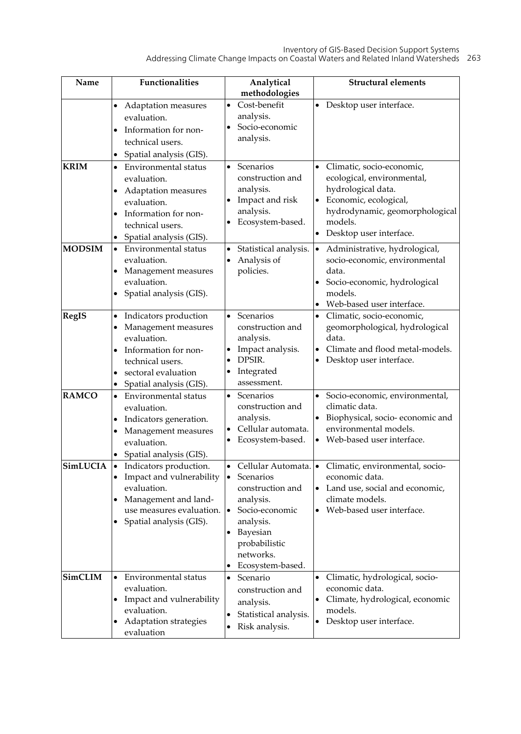| Name | Functionalities | Analytical methodologies | Structural elements |
|---|---|---|---|
| | • Adaptation measures evaluation.<br>• Information for non-technical users.<br>• Spatial analysis (GIS). | • Cost-benefit analysis.<br>• Socio-economic analysis. | • Desktop user interface. |
| **KRIM** | • Environmental status evaluation.<br>• Adaptation measures evaluation.<br>• Information for non-technical users.<br>• Spatial analysis (GIS). | • Scenarios construction and analysis.<br>• Impact and risk analysis.<br>• Ecosystem-based. | • Climatic, socio-economic, ecological, environmental, hydrological data.<br>• Economic, ecological, hydrodynamic, geomorphological models.<br>• Desktop user interface. |
| **MODSIM** | • Environmental status evaluation.<br>• Management measures evaluation.<br>• Spatial analysis (GIS). | • Statistical analysis.<br>• Analysis of policies. | • Administrative, hydrological, socio-economic, environmental data.<br>• Socio-economic, hydrological models.<br>• Web-based user interface. |
| **RegIS** | • Indicators production<br>• Management measures evaluation.<br>• Information for non-technical users.<br>• sectoral evaluation<br>• Spatial analysis (GIS). | • Scenarios construction and analysis.<br>• Impact analysis.<br>• DPSIR.<br>• Integrated assessment. | • Climatic, socio-economic, geomorphological, hydrological data.<br>• Climate and flood metal-models.<br>• Desktop user interface. |
| **RAMCO** | • Environmental status evaluation.<br>• Indicators generation.<br>• Management measures evaluation.<br>• Spatial analysis (GIS). | • Scenarios construction and analysis.<br>• Cellular automata.<br>• Ecosystem-based. | • Socio-economic, environmental, climatic data.<br>• Biophysical, socio- economic and environmental models.<br>• Web-based user interface. |
| **SimLUCIA** | • Indicators production.<br>• Impact and vulnerability evaluation.<br>• Management and land-use measures evaluation.<br>• Spatial analysis (GIS). | • Cellular Automata.<br>• Scenarios construction and analysis.<br>• Socio-economic analysis.<br>• Bayesian probabilistic networks.<br>• Ecosystem-based. | • Climatic, environmental, socio-economic data.<br>• Land use, social and economic, climate models.<br>• Web-based user interface. |
| **SimCLIM** | • Environmental status evaluation.<br>• Impact and vulnerability evaluation.<br>• Adaptation strategies evaluation | • Scenario construction and analysis.<br>• Statistical analysis.<br>• Risk analysis. | • Climatic, hydrological, socio-economic data.<br>• Climate, hydrological, economic models.<br>• Desktop user interface. |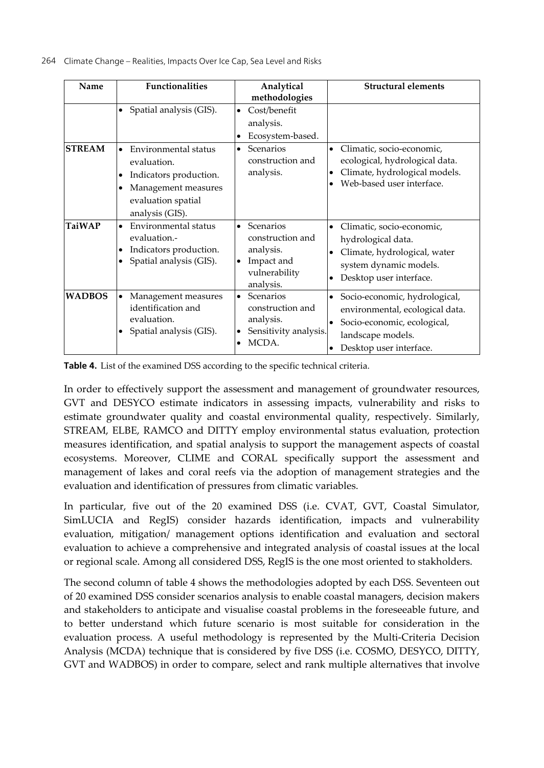| Name | Functionalities | Analytical methodologies | Structural elements |
|---|---|---|---|
| | • Spatial analysis (GIS). | • Cost/benefit analysis.<br>• Ecosystem-based. | |
| **STREAM** | • Environmental status evaluation.<br>• Indicators production.<br>• Management measures evaluation spatial analysis (GIS). | • Scenarios construction and analysis. | • Climatic, socio-economic, ecological, hydrological data.<br>• Climate, hydrological models.<br>• Web-based user interface. |
| **TaiWAP** | • Environmental status evaluation.-<br>• Indicators production.<br>• Spatial analysis (GIS). | • Scenarios construction and analysis.<br>• Impact and vulnerability analysis. | • Climatic, socio-economic, hydrological data.<br>• Climate, hydrological, water system dynamic models.<br>• Desktop user interface. |
| **WADBOS** | • Management measures identification and evaluation.<br>• Spatial analysis (GIS). | • Scenarios construction and analysis.<br>• Sensitivity analysis.<br>• MCDA. | • Socio-economic, hydrological, environmental, ecological data.<br>• Socio-economic, ecological, landscape models.<br>• Desktop user interface. |

**Table 4.** List of the examined DSS according to the specific technical criteria.

In order to effectively support the assessment and management of groundwater resources, GVT and DESYCO estimate indicators in assessing impacts, vulnerability and risks to estimate groundwater quality and coastal environmental quality, respectively. Similarly, STREAM, ELBE, RAMCO and DITTY employ environmental status evaluation, protection measures identification, and spatial analysis to support the management aspects of coastal ecosystems. Moreover, CLIME and CORAL specifically support the assessment and management of lakes and coral reefs via the adoption of management strategies and the evaluation and identification of pressures from climatic variables.

In particular, five out of the 20 examined DSS (i.e. CVAT, GVT, Coastal Simulator, SimLUCIA and RegIS) consider hazards identification, impacts and vulnerability evaluation, mitigation/ management options identification and evaluation and sectoral evaluation to achieve a comprehensive and integrated analysis of coastal issues at the local or regional scale. Among all considered DSS, RegIS is the one most oriented to stakholders.

The second column of table 4 shows the methodologies adopted by each DSS. Seventeen out of 20 examined DSS consider scenarios analysis to enable coastal managers, decision makers and stakeholders to anticipate and visualise coastal problems in the foreseeable future, and to better understand which future scenario is most suitable for consideration in the evaluation process. A useful methodology is represented by the Multi-Criteria Decision Analysis (MCDA) technique that is considered by five DSS (i.e. COSMO, DESYCO, DITTY, GVT and WADBOS) in order to compare, select and rank multiple alternatives that involve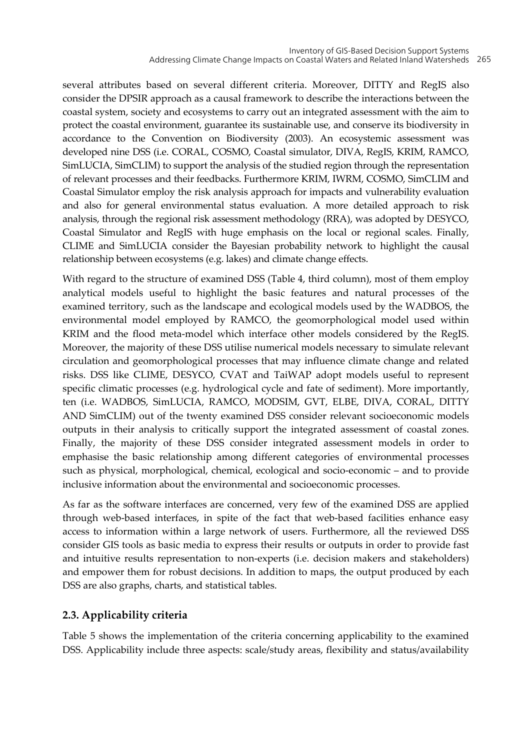several attributes based on several different criteria. Moreover, DITTY and RegIS also consider the DPSIR approach as a causal framework to describe the interactions between the coastal system, society and ecosystems to carry out an integrated assessment with the aim to protect the coastal environment, guarantee its sustainable use, and conserve its biodiversity in accordance to the Convention on Biodiversity (2003). An ecosystemic assessment was developed nine DSS (i.e. CORAL, COSMO, Coastal simulator, DIVA, RegIS, KRIM, RAMCO, SimLUCIA, SimCLIM) to support the analysis of the studied region through the representation of relevant processes and their feedbacks. Furthermore KRIM, IWRM, COSMO, SimCLIM and Coastal Simulator employ the risk analysis approach for impacts and vulnerability evaluation and also for general environmental status evaluation. A more detailed approach to risk analysis, through the regional risk assessment methodology (RRA), was adopted by DESYCO, Coastal Simulator and RegIS with huge emphasis on the local or regional scales. Finally, CLIME and SimLUCIA consider the Bayesian probability network to highlight the causal relationship between ecosystems (e.g. lakes) and climate change effects.

With regard to the structure of examined DSS (Table 4, third column), most of them employ analytical models useful to highlight the basic features and natural processes of the examined territory, such as the landscape and ecological models used by the WADBOS, the environmental model employed by RAMCO, the geomorphological model used within KRIM and the flood meta-model which interface other models considered by the RegIS. Moreover, the majority of these DSS utilise numerical models necessary to simulate relevant circulation and geomorphological processes that may influence climate change and related risks. DSS like CLIME, DESYCO, CVAT and TaiWAP adopt models useful to represent specific climatic processes (e.g. hydrological cycle and fate of sediment). More importantly, ten (i.e. WADBOS, SimLUCIA, RAMCO, MODSIM, GVT, ELBE, DIVA, CORAL, DITTY AND SimCLIM) out of the twenty examined DSS consider relevant socioeconomic models outputs in their analysis to critically support the integrated assessment of coastal zones. Finally, the majority of these DSS consider integrated assessment models in order to emphasise the basic relationship among different categories of environmental processes such as physical, morphological, chemical, ecological and socio-economic – and to provide inclusive information about the environmental and socioeconomic processes.

As far as the software interfaces are concerned, very few of the examined DSS are applied through web-based interfaces, in spite of the fact that web-based facilities enhance easy access to information within a large network of users. Furthermore, all the reviewed DSS consider GIS tools as basic media to express their results or outputs in order to provide fast and intuitive results representation to non-experts (i.e. decision makers and stakeholders) and empower them for robust decisions. In addition to maps, the output produced by each DSS are also graphs, charts, and statistical tables.

## 2.3. Applicability criteria

Table 5 shows the implementation of the criteria concerning applicability to the examined DSS. Applicability include three aspects: scale/study areas, flexibility and status/availability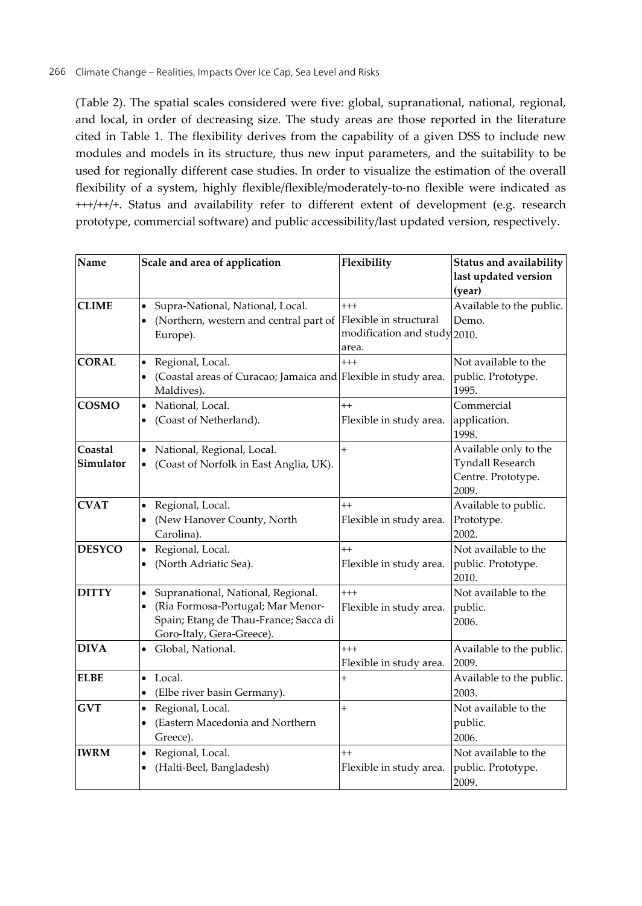(Table 2). The spatial scales considered were five: global, supranational, national, regional, and local, in order of decreasing size. The study areas are those reported in the literature cited in Table 1. The flexibility derives from the capability of a given DSS to include new modules and models in its structure, thus new input parameters, and the suitability to be used for regionally different case studies. In order to visualize the estimation of the overall flexibility of a system, highly flexible/flexible/moderately-to-no flexible were indicated as +++/++/+. Status and availability refer to different extent of development (e.g. research prototype, commercial software) and public accessibility/last updated version, respectively.

| Name | Scale and area of application | Flexibility | Status and availability last updated version (year) |
|---|---|---|---|
| **CLIME** | • Supra-National, National, Local.<br>• (Northern, western and central part of Europe). | +++<br>Flexible in structural modification and study area. | Available to the public. Demo.<br>2010. |
| **CORAL** | • Regional, Local.<br>• (Coastal areas of Curacao; Jamaica and Maldives). | +++<br>Flexible in study area. | Not available to the public. Prototype.<br>1995. |
| **COSMO** | • National, Local.<br>• (Coast of Netherland). | ++<br>Flexible in study area. | Commercial application.<br>1998. |
| **Coastal Simulator** | • National, Regional, Local.<br>• (Coast of Norfolk in East Anglia, UK). | + | Available only to the Tyndall Research Centre. Prototype.<br>2009. |
| **CVAT** | • Regional, Local.<br>• (New Hanover County, North Carolina). | ++<br>Flexible in study area. | Available to public. Prototype.<br>2002. |
| **DESYCO** | • Regional, Local.<br>• (North Adriatic Sea). | ++<br>Flexible in study area. | Not available to the public. Prototype.<br>2010. |
| **DITTY** | • Supranational, National, Regional.<br>• (Ria Formosa-Portugal; Mar Menor-Spain; Etang de Thau-France; Sacca di Goro-Italy, Gera-Greece). | +++<br>Flexible in study area. | Not available to the public.<br>2006. |
| **DIVA** | • Global, National. | +++<br>Flexible in study area. | Available to the public.<br>2009. |
| **ELBE** | • Local.<br>• (Elbe river basin Germany). | + | Available to the public.<br>2003. |
| **GVT** | • Regional, Local.<br>• (Eastern Macedonia and Northern Greece). | + | Not available to the public.<br>2006. |
| **IWRM** | • Regional, Local.<br>• (Halti-Beel, Bangladesh) | ++<br>Flexible in study area. | Not available to the public. Prototype.<br>2009. |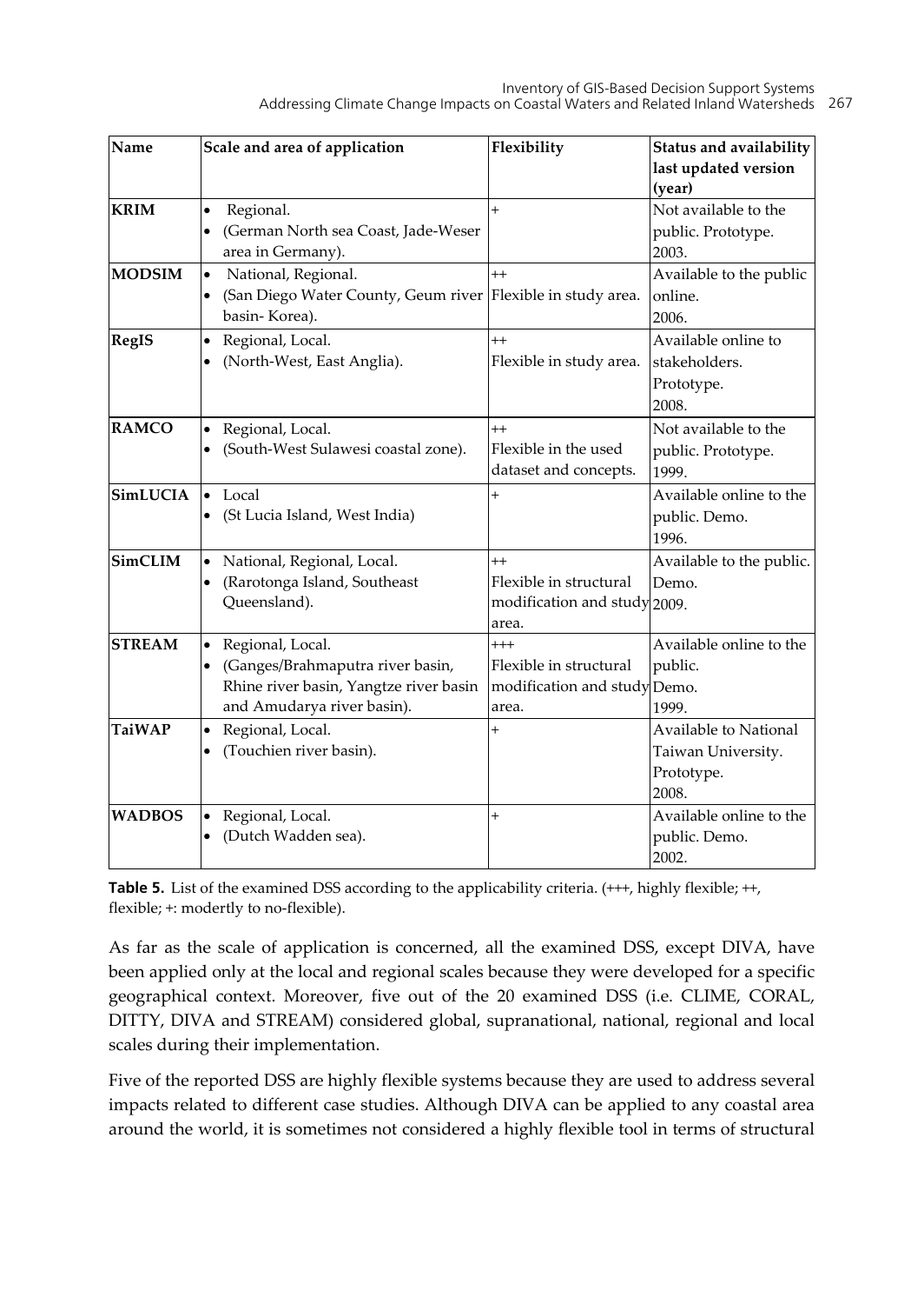| Name | Scale and area of application | Flexibility | Status and availability last updated version (year) |
|---|---|---|---|
| **KRIM** | • Regional.<br>• (German North sea Coast, Jade-Weser area in Germany). | + | Not available to the public. Prototype. 2003. |
| **MODSIM** | • National, Regional.<br>• (San Diego Water County, Geum river basin- Korea). | ++<br>Flexible in study area. | Available to the public online. 2006. |
| **RegIS** | • Regional, Local.<br>• (North-West, East Anglia). | ++<br>Flexible in study area. | Available online to stakeholders. Prototype. 2008. |
| **RAMCO** | • Regional, Local.<br>• (South-West Sulawesi coastal zone). | ++<br>Flexible in the used dataset and concepts. | Not available to the public. Prototype. 1999. |
| **SimLUCIA** | • Local<br>• (St Lucia Island, West India) | + | Available online to the public. Demo. 1996. |
| **SimCLIM** | • National, Regional, Local.<br>• (Rarotonga Island, Southeast Queensland). | ++<br>Flexible in structural modification and study area. | Available to the public. Demo. 2009. |
| **STREAM** | • Regional, Local.<br>• (Ganges/Brahmaputra river basin, Rhine river basin, Yangtze river basin and Amudarya river basin). | +++<br>Flexible in structural modification and study area. | Available online to the public. Demo. 1999. |
| **TaiWAP** | • Regional, Local.<br>• (Touchien river basin). | + | Available to National Taiwan University. Prototype. 2008. |
| **WADBOS** | • Regional, Local.<br>• (Dutch Wadden sea). | + | Available online to the public. Demo. 2002. |

**Table 5.** List of the examined DSS according to the applicability criteria. (+++, highly flexible; ++, flexible; +: modertly to no-flexible).

As far as the scale of application is concerned, all the examined DSS, except DIVA, have been applied only at the local and regional scales because they were developed for a specific geographical context. Moreover, five out of the 20 examined DSS (i.e. CLIME, CORAL, DITTY, DIVA and STREAM) considered global, supranational, national, regional and local scales during their implementation.

Five of the reported DSS are highly flexible systems because they are used to address several impacts related to different case studies. Although DIVA can be applied to any coastal area around the world, it is sometimes not considered a highly flexible tool in terms of structural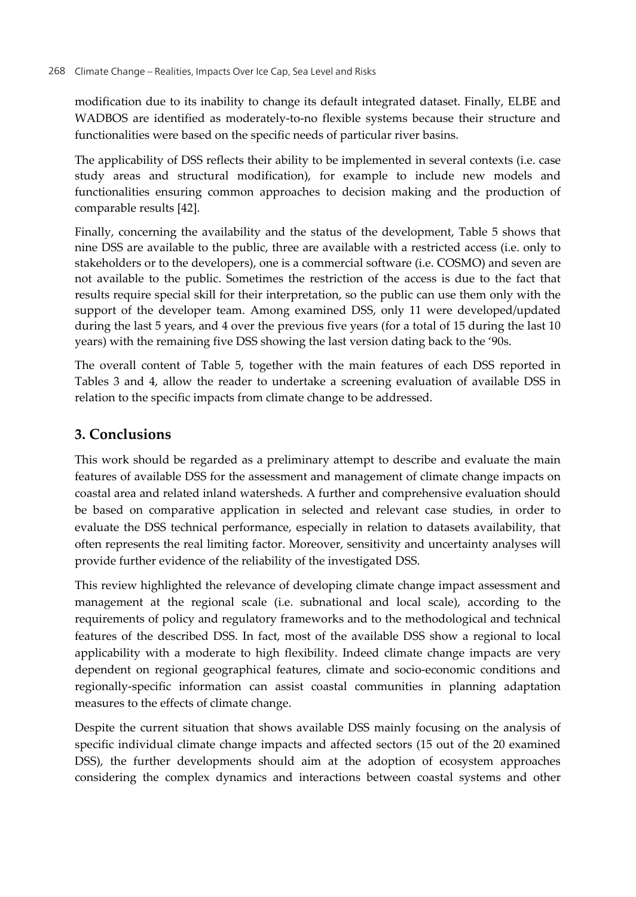modification due to its inability to change its default integrated dataset. Finally, ELBE and WADBOS are identified as moderately-to-no flexible systems because their structure and functionalities were based on the specific needs of particular river basins.

The applicability of DSS reflects their ability to be implemented in several contexts (i.e. case study areas and structural modification), for example to include new models and functionalities ensuring common approaches to decision making and the production of comparable results [42].

Finally, concerning the availability and the status of the development, Table 5 shows that nine DSS are available to the public, three are available with a restricted access (i.e. only to stakeholders or to the developers), one is a commercial software (i.e. COSMO) and seven are not available to the public. Sometimes the restriction of the access is due to the fact that results require special skill for their interpretation, so the public can use them only with the support of the developer team. Among examined DSS, only 11 were developed/updated during the last 5 years, and 4 over the previous five years (for a total of 15 during the last 10 years) with the remaining five DSS showing the last version dating back to the '90s.

The overall content of Table 5, together with the main features of each DSS reported in Tables 3 and 4, allow the reader to undertake a screening evaluation of available DSS in relation to the specific impacts from climate change to be addressed.

## 3. Conclusions

This work should be regarded as a preliminary attempt to describe and evaluate the main features of available DSS for the assessment and management of climate change impacts on coastal area and related inland watersheds. A further and comprehensive evaluation should be based on comparative application in selected and relevant case studies, in order to evaluate the DSS technical performance, especially in relation to datasets availability, that often represents the real limiting factor. Moreover, sensitivity and uncertainty analyses will provide further evidence of the reliability of the investigated DSS.

This review highlighted the relevance of developing climate change impact assessment and management at the regional scale (i.e. subnational and local scale), according to the requirements of policy and regulatory frameworks and to the methodological and technical features of the described DSS. In fact, most of the available DSS show a regional to local applicability with a moderate to high flexibility. Indeed climate change impacts are very dependent on regional geographical features, climate and socio-economic conditions and regionally-specific information can assist coastal communities in planning adaptation measures to the effects of climate change.

Despite the current situation that shows available DSS mainly focusing on the analysis of specific individual climate change impacts and affected sectors (15 out of the 20 examined DSS), the further developments should aim at the adoption of ecosystem approaches considering the complex dynamics and interactions between coastal systems and other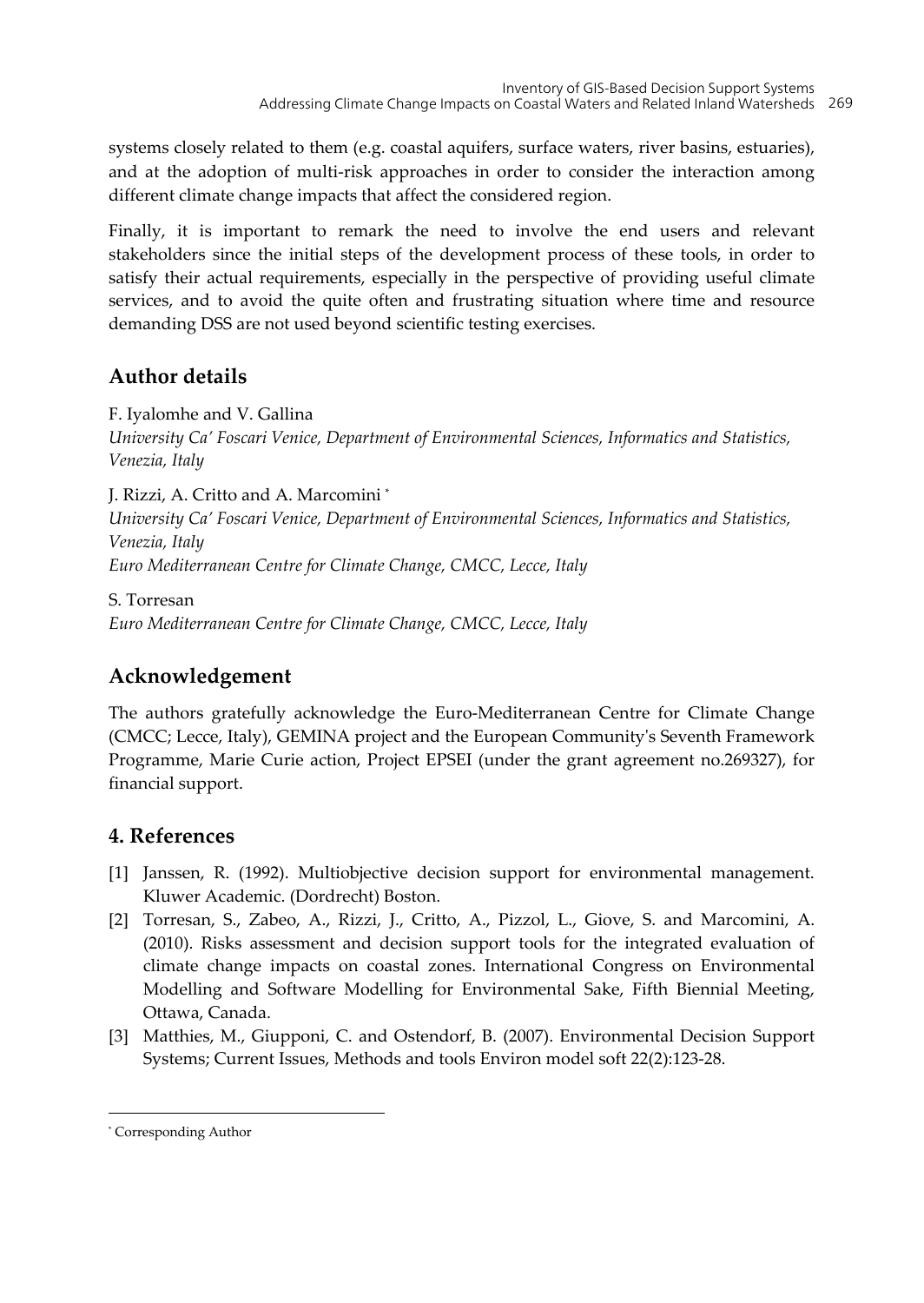systems closely related to them (e.g. coastal aquifers, surface waters, river basins, estuaries), and at the adoption of multi-risk approaches in order to consider the interaction among different climate change impacts that affect the considered region.

Finally, it is important to remark the need to involve the end users and relevant stakeholders since the initial steps of the development process of these tools, in order to satisfy their actual requirements, especially in the perspective of providing useful climate services, and to avoid the quite often and frustrating situation where time and resource demanding DSS are not used beyond scientific testing exercises.

## Author details

F. Iyalomhe and V. Gallina
*University Ca' Foscari Venice, Department of Environmental Sciences, Informatics and Statistics, Venezia, Italy*

J. Rizzi, A. Critto and A. Marcomini [*]
*University Ca' Foscari Venice, Department of Environmental Sciences, Informatics and Statistics, Venezia, Italy*
*Euro Mediterranean Centre for Climate Change, CMCC, Lecce, Italy*

S. Torresan
*Euro Mediterranean Centre for Climate Change, CMCC, Lecce, Italy*

## Acknowledgement

The authors gratefully acknowledge the Euro-Mediterranean Centre for Climate Change (CMCC; Lecce, Italy), GEMINA project and the European Community's Seventh Framework Programme, Marie Curie action, Project EPSEI (under the grant agreement no.269327), for financial support.

## 4. References

[1] Janssen, R. (1992). Multiobjective decision support for environmental management. Kluwer Academic. (Dordrecht) Boston.

[2] Torresan, S., Zabeo, A., Rizzi, J., Critto, A., Pizzol, L., Giove, S. and Marcomini, A. (2010). Risks assessment and decision support tools for the integrated evaluation of climate change impacts on coastal zones. International Congress on Environmental Modelling and Software Modelling for Environmental Sake, Fifth Biennial Meeting, Ottawa, Canada.

[3] Matthies, M., Giupponi, C. and Ostendorf, B. (2007). Environmental Decision Support Systems; Current Issues, Methods and tools Environ model soft 22(2):123-28.

[*] Corresponding Author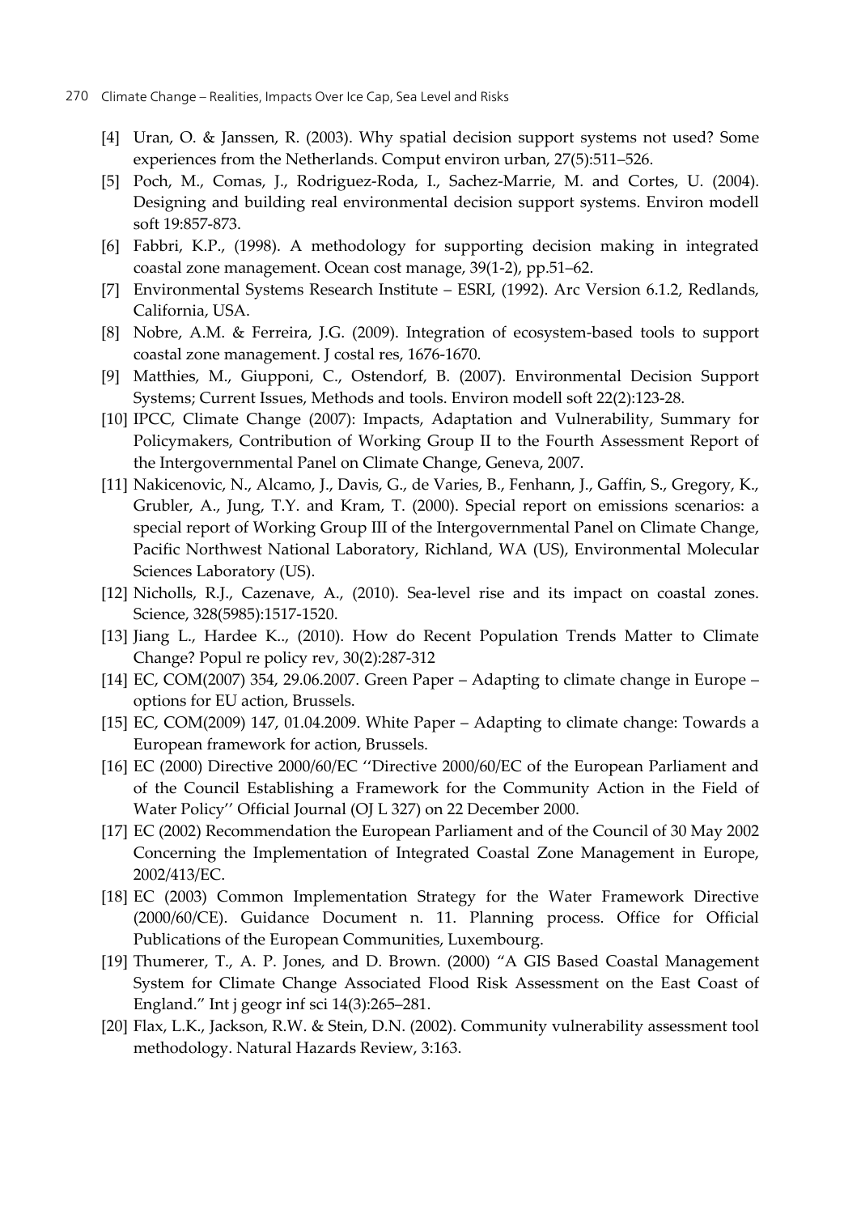[4] Uran, O. & Janssen, R. (2003). Why spatial decision support systems not used? Some experiences from the Netherlands. Comput environ urban, 27(5):511–526.

[5] Poch, M., Comas, J., Rodriguez-Roda, I., Sachez-Marrie, M. and Cortes, U. (2004). Designing and building real environmental decision support systems. Environ modell soft 19:857-873.

[6] Fabbri, K.P., (1998). A methodology for supporting decision making in integrated coastal zone management. Ocean cost manage, 39(1-2), pp.51–62.

[7] Environmental Systems Research Institute – ESRI, (1992). Arc Version 6.1.2, Redlands, California, USA.

[8] Nobre, A.M. & Ferreira, J.G. (2009). Integration of ecosystem-based tools to support coastal zone management. J costal res, 1676-1670.

[9] Matthies, M., Giupponi, C., Ostendorf, B. (2007). Environmental Decision Support Systems; Current Issues, Methods and tools. Environ modell soft 22(2):123-28.

[10] IPCC, Climate Change (2007): Impacts, Adaptation and Vulnerability, Summary for Policymakers, Contribution of Working Group II to the Fourth Assessment Report of the Intergovernmental Panel on Climate Change, Geneva, 2007.

[11] Nakicenovic, N., Alcamo, J., Davis, G., de Varies, B., Fenhann, J., Gaffin, S., Gregory, K., Grubler, A., Jung, T.Y. and Kram, T. (2000). Special report on emissions scenarios: a special report of Working Group III of the Intergovernmental Panel on Climate Change, Pacific Northwest National Laboratory, Richland, WA (US), Environmental Molecular Sciences Laboratory (US).

[12] Nicholls, R.J., Cazenave, A., (2010). Sea-level rise and its impact on coastal zones. Science, 328(5985):1517-1520.

[13] Jiang L., Hardee K.., (2010). How do Recent Population Trends Matter to Climate Change? Popul re policy rev, 30(2):287-312

[14] EC, COM(2007) 354, 29.06.2007. Green Paper – Adapting to climate change in Europe – options for EU action, Brussels.

[15] EC, COM(2009) 147, 01.04.2009. White Paper – Adapting to climate change: Towards a European framework for action, Brussels.

[16] EC (2000) Directive 2000/60/EC ''Directive 2000/60/EC of the European Parliament and of the Council Establishing a Framework for the Community Action in the Field of Water Policy'' Official Journal (OJ L 327) on 22 December 2000.

[17] EC (2002) Recommendation the European Parliament and of the Council of 30 May 2002 Concerning the Implementation of Integrated Coastal Zone Management in Europe, 2002/413/EC.

[18] EC (2003) Common Implementation Strategy for the Water Framework Directive (2000/60/CE). Guidance Document n. 11. Planning process. Office for Official Publications of the European Communities, Luxembourg.

[19] Thumerer, T., A. P. Jones, and D. Brown. (2000) "A GIS Based Coastal Management System for Climate Change Associated Flood Risk Assessment on the East Coast of England." Int j geogr inf sci 14(3):265–281.

[20] Flax, L.K., Jackson, R.W. & Stein, D.N. (2002). Community vulnerability assessment tool methodology. Natural Hazards Review, 3:163.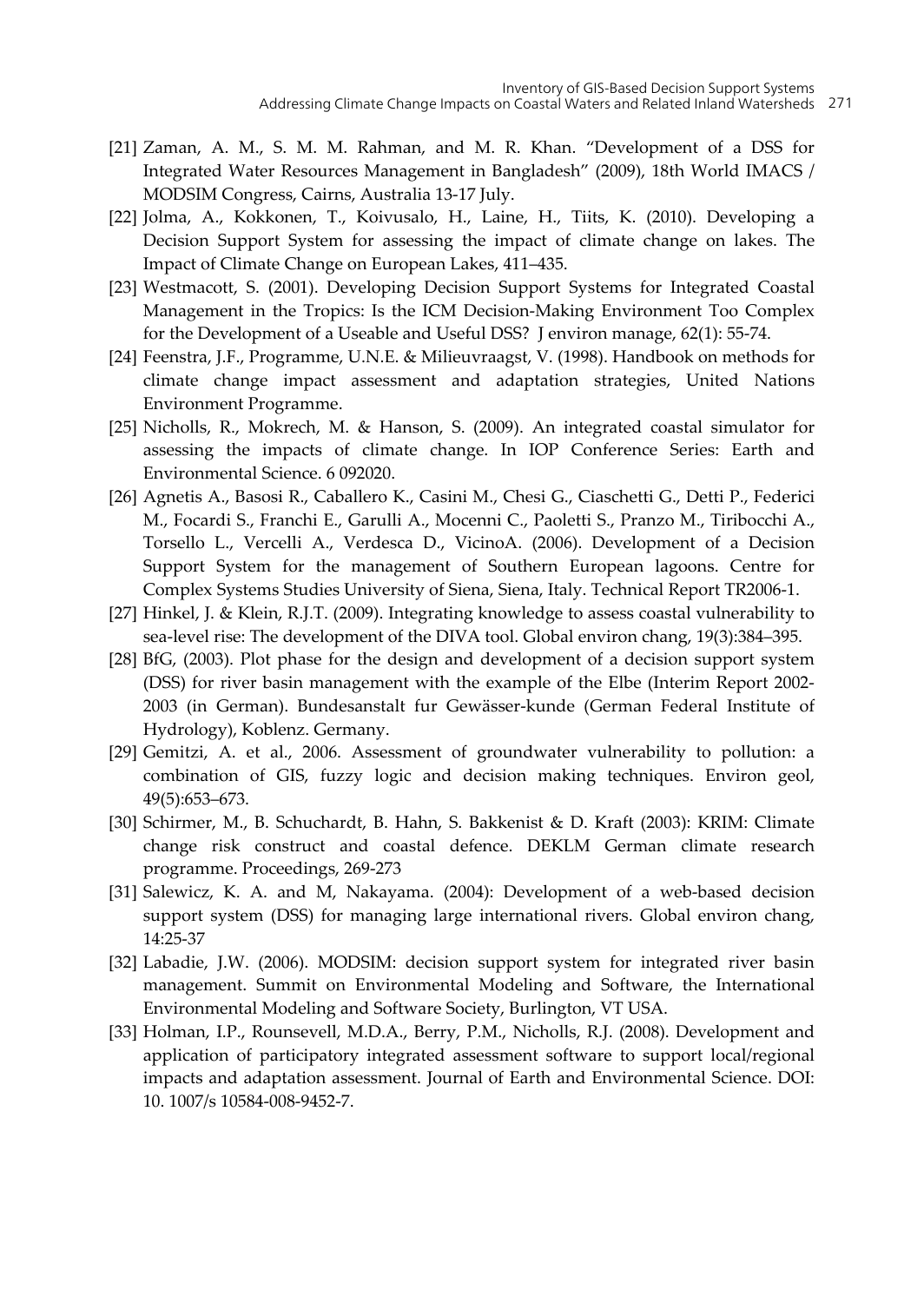[21] Zaman, A. M., S. M. M. Rahman, and M. R. Khan. "Development of a DSS for Integrated Water Resources Management in Bangladesh" (2009), 18th World IMACS / MODSIM Congress, Cairns, Australia 13-17 July.

[22] Jolma, A., Kokkonen, T., Koivusalo, H., Laine, H., Tiits, K. (2010). Developing a Decision Support System for assessing the impact of climate change on lakes. The Impact of Climate Change on European Lakes, 411–435.

[23] Westmacott, S. (2001). Developing Decision Support Systems for Integrated Coastal Management in the Tropics: Is the ICM Decision-Making Environment Too Complex for the Development of a Useable and Useful DSS? J environ manage, 62(1): 55-74.

[24] Feenstra, J.F., Programme, U.N.E. & Milieuvraagst, V. (1998). Handbook on methods for climate change impact assessment and adaptation strategies, United Nations Environment Programme.

[25] Nicholls, R., Mokrech, M. & Hanson, S. (2009). An integrated coastal simulator for assessing the impacts of climate change. In IOP Conference Series: Earth and Environmental Science. 6 092020.

[26] Agnetis A., Basosi R., Caballero K., Casini M., Chesi G., Ciaschetti G., Detti P., Federici M., Focardi S., Franchi E., Garulli A., Mocenni C., Paoletti S., Pranzo M., Tiribocchi A., Torsello L., Vercelli A., Verdesca D., VicinoA. (2006). Development of a Decision Support System for the management of Southern European lagoons. Centre for Complex Systems Studies University of Siena, Siena, Italy. Technical Report TR2006-1.

[27] Hinkel, J. & Klein, R.J.T. (2009). Integrating knowledge to assess coastal vulnerability to sea-level rise: The development of the DIVA tool. Global environ chang, 19(3):384–395.

[28] BfG, (2003). Plot phase for the design and development of a decision support system (DSS) for river basin management with the example of the Elbe (Interim Report 2002-2003 (in German). Bundesanstalt fur Gewässer-kunde (German Federal Institute of Hydrology), Koblenz. Germany.

[29] Gemitzi, A. et al., 2006. Assessment of groundwater vulnerability to pollution: a combination of GIS, fuzzy logic and decision making techniques. Environ geol, 49(5):653–673.

[30] Schirmer, M., B. Schuchardt, B. Hahn, S. Bakkenist & D. Kraft (2003): KRIM: Climate change risk construct and coastal defence. DEKLM German climate research programme. Proceedings, 269-273

[31] Salewicz, K. A. and M, Nakayama. (2004): Development of a web-based decision support system (DSS) for managing large international rivers. Global environ chang, 14:25-37

[32] Labadie, J.W. (2006). MODSIM: decision support system for integrated river basin management. Summit on Environmental Modeling and Software, the International Environmental Modeling and Software Society, Burlington, VT USA.

[33] Holman, I.P., Rounsevell, M.D.A., Berry, P.M., Nicholls, R.J. (2008). Development and application of participatory integrated assessment software to support local/regional impacts and adaptation assessment. Journal of Earth and Environmental Science. DOI: 10. 1007/s 10584-008-9452-7.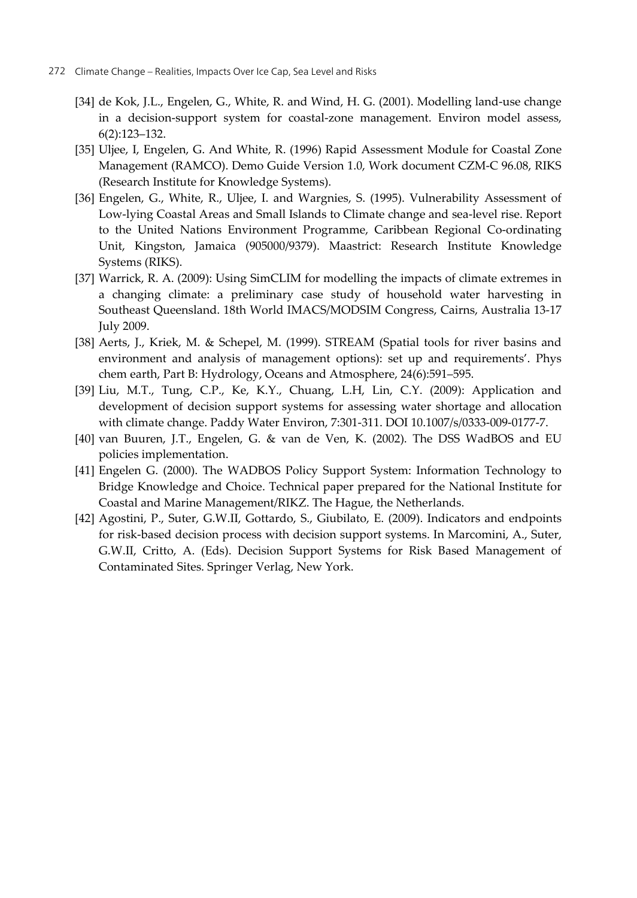[34] de Kok, J.L., Engelen, G., White, R. and Wind, H. G. (2001). Modelling land-use change in a decision-support system for coastal-zone management. Environ model assess, 6(2):123–132.

[35] Uljee, I, Engelen, G. And White, R. (1996) Rapid Assessment Module for Coastal Zone Management (RAMCO). Demo Guide Version 1.0, Work document CZM-C 96.08, RIKS (Research Institute for Knowledge Systems).

[36] Engelen, G., White, R., Uljee, I. and Wargnies, S. (1995). Vulnerability Assessment of Low-lying Coastal Areas and Small Islands to Climate change and sea-level rise. Report to the United Nations Environment Programme, Caribbean Regional Co-ordinating Unit, Kingston, Jamaica (905000/9379). Maastrict: Research Institute Knowledge Systems (RIKS).

[37] Warrick, R. A. (2009): Using SimCLIM for modelling the impacts of climate extremes in a changing climate: a preliminary case study of household water harvesting in Southeast Queensland. 18th World IMACS/MODSIM Congress, Cairns, Australia 13-17 July 2009.

[38] Aerts, J., Kriek, M. & Schepel, M. (1999). STREAM (Spatial tools for river basins and environment and analysis of management options): set up and requirements'. Phys chem earth, Part B: Hydrology, Oceans and Atmosphere, 24(6):591–595.

[39] Liu, M.T., Tung, C.P., Ke, K.Y., Chuang, L.H, Lin, C.Y. (2009): Application and development of decision support systems for assessing water shortage and allocation with climate change. Paddy Water Environ, 7:301-311. DOI 10.1007/s/0333-009-0177-7.

[40] van Buuren, J.T., Engelen, G. & van de Ven, K. (2002). The DSS WadBOS and EU policies implementation.

[41] Engelen G. (2000). The WADBOS Policy Support System: Information Technology to Bridge Knowledge and Choice. Technical paper prepared for the National Institute for Coastal and Marine Management/RIKZ. The Hague, the Netherlands.

[42] Agostini, P., Suter, G.W.II, Gottardo, S., Giubilato, E. (2009). Indicators and endpoints for risk-based decision process with decision support systems. In Marcomini, A., Suter, G.W.II, Critto, A. (Eds). Decision Support Systems for Risk Based Management of Contaminated Sites. Springer Verlag, New York.